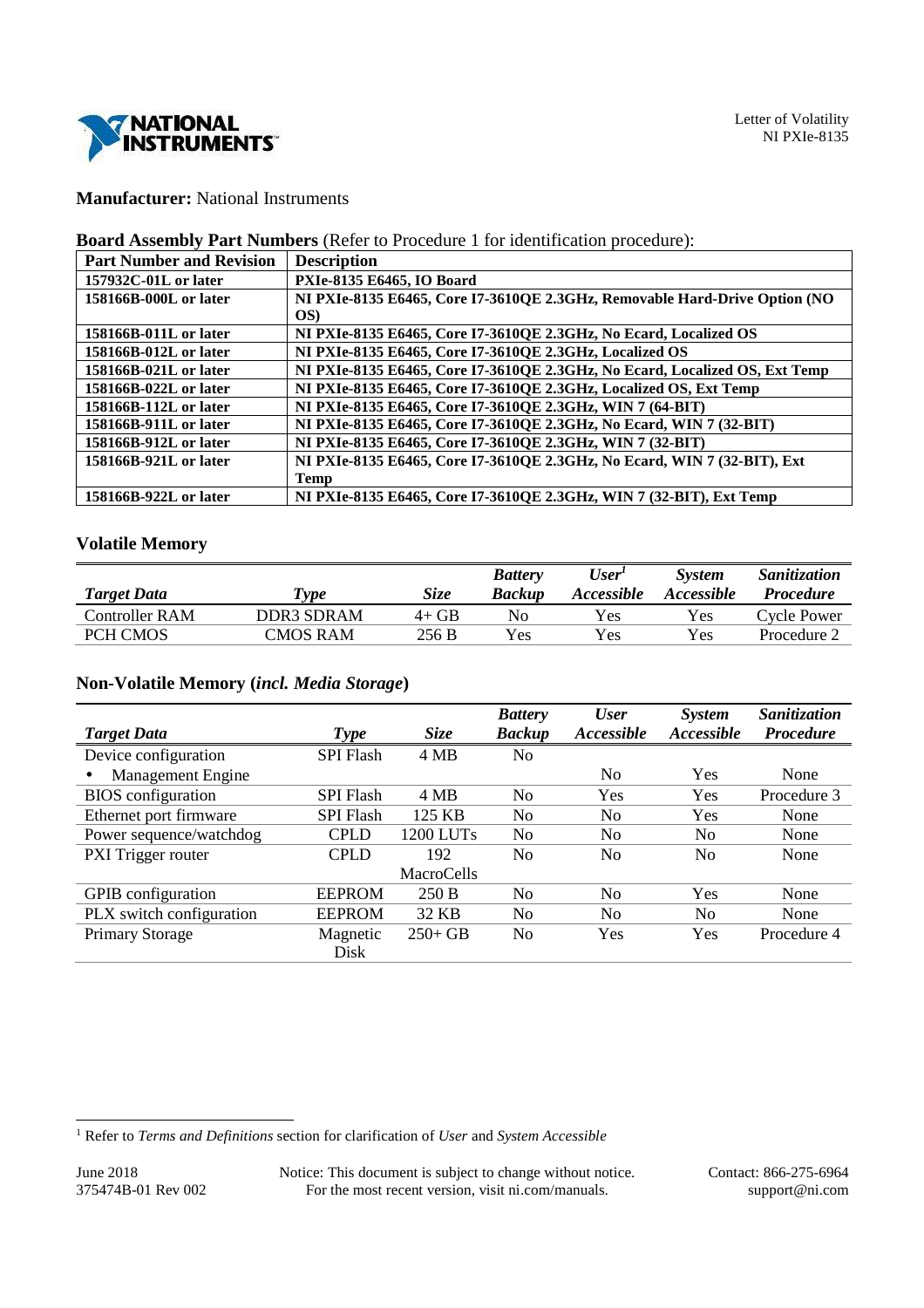Letter of Volatility
NI PXIe-8135

**Manufacturer:** National Instruments

**Board Assembly Part Numbers** (Refer to Procedure 1 for identification procedure):

| Part Number and Revision | Description |
|---|---|
| 157932C-01L or later | PXIe-8135 E6465, IO Board |
| 158166B-000L or later | NI PXIe-8135 E6465, Core I7-3610QE 2.3GHz, Removable Hard-Drive Option (NO OS) |
| 158166B-011L or later | NI PXIe-8135 E6465, Core I7-3610QE 2.3GHz, No Ecard, Localized OS |
| 158166B-012L or later | NI PXIe-8135 E6465, Core I7-3610QE 2.3GHz, Localized OS |
| 158166B-021L or later | NI PXIe-8135 E6465, Core I7-3610QE 2.3GHz, No Ecard, Localized OS, Ext Temp |
| 158166B-022L or later | NI PXIe-8135 E6465, Core I7-3610QE 2.3GHz, Localized OS, Ext Temp |
| 158166B-112L or later | NI PXIe-8135 E6465, Core I7-3610QE 2.3GHz, WIN 7 (64-BIT) |
| 158166B-911L or later | NI PXIe-8135 E6465, Core I7-3610QE 2.3GHz, No Ecard, WIN 7 (32-BIT) |
| 158166B-912L or later | NI PXIe-8135 E6465, Core I7-3610QE 2.3GHz, WIN 7 (32-BIT) |
| 158166B-921L or later | NI PXIe-8135 E6465, Core I7-3610QE 2.3GHz, No Ecard, WIN 7 (32-BIT), Ext Temp |
| 158166B-922L or later | NI PXIe-8135 E6465, Core I7-3610QE 2.3GHz, WIN 7 (32-BIT), Ext Temp |

## Volatile Memory

| *Target Data* | *Type* | *Size* | *Battery Backup* | *User[1] Accessible* | *System Accessible* | *Sanitization Procedure* |
|---|---|---|---|---|---|---|
| Controller RAM | DDR3 SDRAM | 4+ GB | No | Yes | Yes | Cycle Power |
| PCH CMOS | CMOS RAM | 256 B | Yes | Yes | Yes | Procedure 2 |

## Non-Volatile Memory (*incl. Media Storage*)

| *Target Data* | *Type* | *Size* | *Battery Backup* | *User Accessible* | *System Accessible* | *Sanitization Procedure* |
|---|---|---|---|---|---|---|
| Device configuration | SPI Flash | 4 MB | No | | | |
| • Management Engine | | | | No | Yes | None |
| BIOS configuration | SPI Flash | 4 MB | No | Yes | Yes | Procedure 3 |
| Ethernet port firmware | SPI Flash | 125 KB | No | No | Yes | None |
| Power sequence/watchdog | CPLD | 1200 LUTs | No | No | No | None |
| PXI Trigger router | CPLD | 192 MacroCells | No | No | No | None |
| GPIB configuration | EEPROM | 250 B | No | No | Yes | None |
| PLX switch configuration | EEPROM | 32 KB | No | No | No | None |
| Primary Storage | Magnetic Disk | 250+ GB | No | Yes | Yes | Procedure 4 |

[1] Refer to *Terms and Definitions* section for clarification of *User* and *System Accessible*

June 2018
375474B-01 Rev 002

Notice: This document is subject to change without notice. For the most recent version, visit ni.com/manuals.

Contact: 866-275-6964
support@ni.com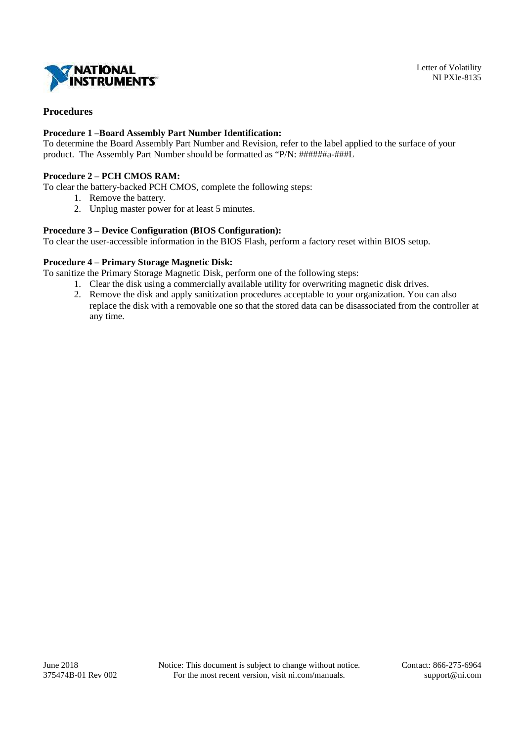## Procedures

**Procedure 1 –Board Assembly Part Number Identification:**
To determine the Board Assembly Part Number and Revision, refer to the label applied to the surface of your product. The Assembly Part Number should be formatted as "P/N: ######a-###L

**Procedure 2 – PCH CMOS RAM:**
To clear the battery-backed PCH CMOS, complete the following steps:

1. Remove the battery.
2. Unplug master power for at least 5 minutes.

**Procedure 3 – Device Configuration (BIOS Configuration):**
To clear the user-accessible information in the BIOS Flash, perform a factory reset within BIOS setup.

**Procedure 4 – Primary Storage Magnetic Disk:**
To sanitize the Primary Storage Magnetic Disk, perform one of the following steps:

1. Clear the disk using a commercially available utility for overwriting magnetic disk drives.
2. Remove the disk and apply sanitization procedures acceptable to your organization. You can also replace the disk with a removable one so that the stored data can be disassociated from the controller at any time.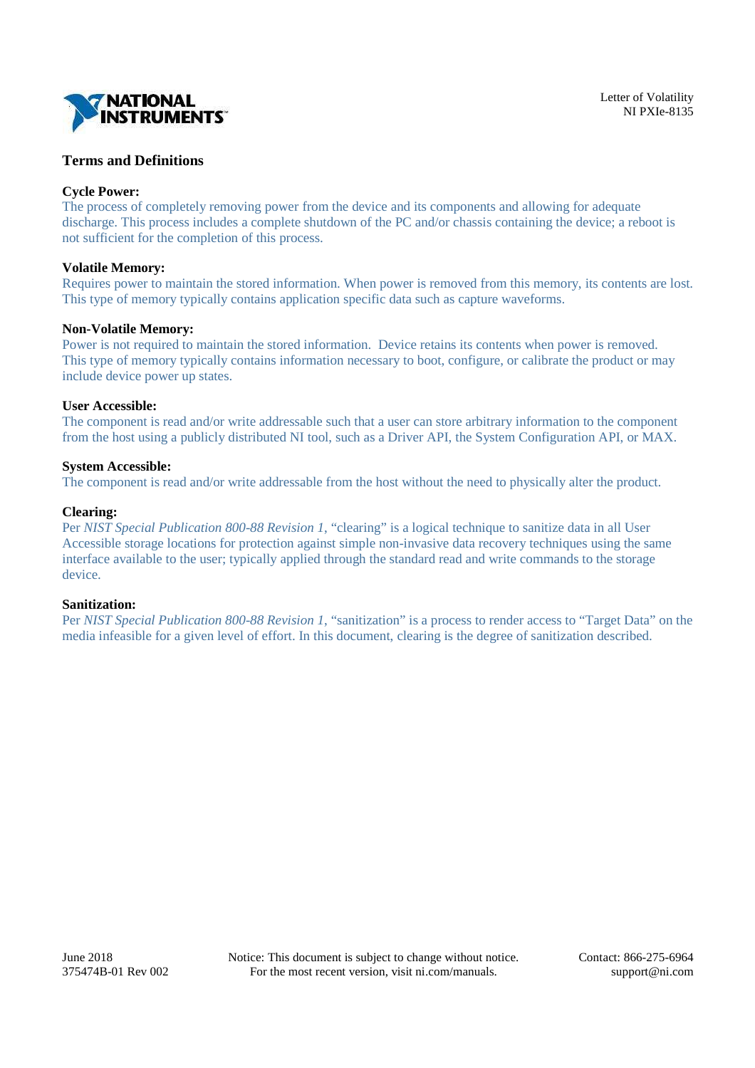## Terms and Definitions

**Cycle Power:**

The process of completely removing power from the device and its components and allowing for adequate discharge. This process includes a complete shutdown of the PC and/or chassis containing the device; a reboot is not sufficient for the completion of this process.

**Volatile Memory:**

Requires power to maintain the stored information. When power is removed from this memory, its contents are lost. This type of memory typically contains application specific data such capture waveforms.

**Non-Volatile Memory:**

Power is not required to maintain the stored information. Device retains its contents when power is removed. This type of memory typically contains information necessary to boot, configure, or calibrate the product or may include device power up states.

**User Accessible:**

The component is read and/or write addressable such that a user can store arbitrary information to the component from the host using a publicly distributed NI tool, such as a Driver API, the System Configuration API, or MAX.

**System Accessible:**

The component is read and/or write addressable from the host without the need to physically alter the product.

**Clearing:**

Per *NIST Special Publication 800-88 Revision 1*, "clearing" is a logical technique to sanitize data in all User Accessible storage locations for protection against simple non-invasive data recovery techniques using the same interface available to the user; typically applied through the standard read and write commands to the storage device.

**Sanitization:**

Per *NIST Special Publication 800-88 Revision 1*, "sanitization" is a process to render access to "Target Data" on the media infeasible for a given level of effort. In this document, clearing is the degree of sanitization described.